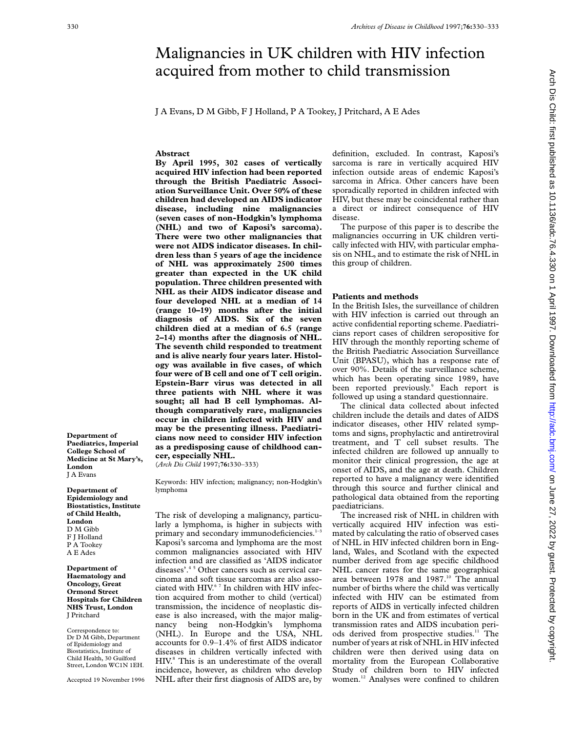# Malignancies in UK children with HIV infection acquired from mother to child transmission

J A Evans, D M Gibb, F J Holland, P A Tookey, J Pritchard, A E Ades

Department of Paediatrics, Imperial College School of Medicine at St Mary's, London
J A Evans

Department of Epidemiology and Biostatistics, Institute of Child Health, London
D M Gibb
F J Holland
P A Tookey
A E Ades

Department of Haematology and Oncology, Great Ormond Street Hospitals for Children NHS Trust, London
J Pritchard

Correspondence to: Dr D M Gibb, Department of Epidemiology and Biostatistics, Institute of Child Health, 30 Guilford Street, London WC1N 1EH.

Accepted 19 November 1996

## Abstract

**By April 1995, 302 cases of vertically acquired HIV infection had been reported through the British Paediatric Association Surveillance Unit. Over 50% of these children had developed an AIDS indicator disease, including nine malignancies (seven cases of non-Hodgkin's lymphoma (NHL) and two of Kaposi's sarcoma). There were two other malignancies that were not AIDS indicator diseases. In children less than 5 years of age the incidence of NHL was approximately 2500 times greater than expected in the UK child population. Three children presented with NHL as their AIDS indicator disease and four developed NHL at a median of 14 (range 10–19) months after the initial diagnosis of AIDS. Six of the seven children died at a median of 6.5 (range 2–14) months after the diagnosis of NHL. The seventh child responded to treatment and is alive nearly four years later. Histology was available in five cases, of which four were of B cell and one of T cell origin. Epstein-Barr virus was detected in all three patients with NHL where it was sought; all had B cell lymphomas. Although comparatively rare, malignancies occur in children infected with HIV and may be the presenting illness. Paediatricians now need to consider HIV infection as a predisposing cause of childhood cancer, especially NHL.**

(*Arch Dis Child* 1997;**76:**330–333)

Keywords: HIV infection; malignancy; non-Hodgkin's lymphoma

The risk of developing a malignancy, particularly a lymphoma, is higher in subjects with primary and secondary immunodeficiencies.[1–3] Kaposi's sarcoma and lymphoma are the most common malignancies associated with HIV infection and are classified as 'AIDS indicator diseases'.[4 5] Other cancers such as cervical carcinoma and soft tissue sarcomas are also associated with HIV.[6 7] In children with HIV infection acquired from mother to child (vertical) transmission, the incidence of neoplastic disease is also increased, with the major malignancy being non-Hodgkin's lymphoma (NHL). In Europe and the USA, NHL accounts for 0.9–1.4% of first AIDS indicator diseases in children vertically infected with HIV.[8] This is an underestimate of the overall incidence, however, as children who develop NHL after their first diagnosis of AIDS are, by definition, excluded. In contrast, Kaposi's sarcoma is rare in vertically acquired HIV infection outside areas of endemic Kaposi's sarcoma in Africa. Other cancers have been sporadically reported in children infected with HIV, but these may be coincidental rather than a direct or indirect consequence of HIV disease.

The purpose of this paper is to describe the malignancies occurring in UK children vertically infected with HIV, with particular emphasis on NHL, and to estimate the risk of NHL in this group of children.

## Patients and methods

In the British Isles, the surveillance of children with HIV infection is carried out through an active confidential reporting scheme. Paediatricians report cases of children seropositive for HIV through the monthly reporting scheme of the British Paediatric Association Surveillance Unit (BPASU), which has a response rate of over 90%. Details of the surveillance scheme, which has been operating since 1989, have been reported previously.[9] Each report is followed up using a standard questionnaire.

The clinical data collected about infected children include the details and dates of AIDS indicator diseases, other HIV related symptoms and signs, prophylactic and antiretroviral treatment, and T cell subset results. The infected children are followed up annually to monitor their clinical progression, the age at onset of AIDS, and the age at death. Children reported to have a malignancy were identified through this source and further clinical and pathological data obtained from the reporting paediatricians.

The increased risk of NHL in children with vertically acquired HIV infection was estimated by calculating the ratio of observed cases of NHL in HIV infected children born in England, Wales, and Scotland with the expected number derived from age specific childhood NHL cancer rates for the same geographical area between 1978 and 1987.[10] The annual number of births where the child was vertically infected with HIV can be estimated from reports of AIDS in vertically infected children born in the UK and from estimates of vertical transmission rates and AIDS incubation periods derived from prospective studies.[11] The number of years at risk of NHL in HIV infected children were then derived using data on mortality from the European Collaborative Study of children born to HIV infected women.[12] Analyses were confined to children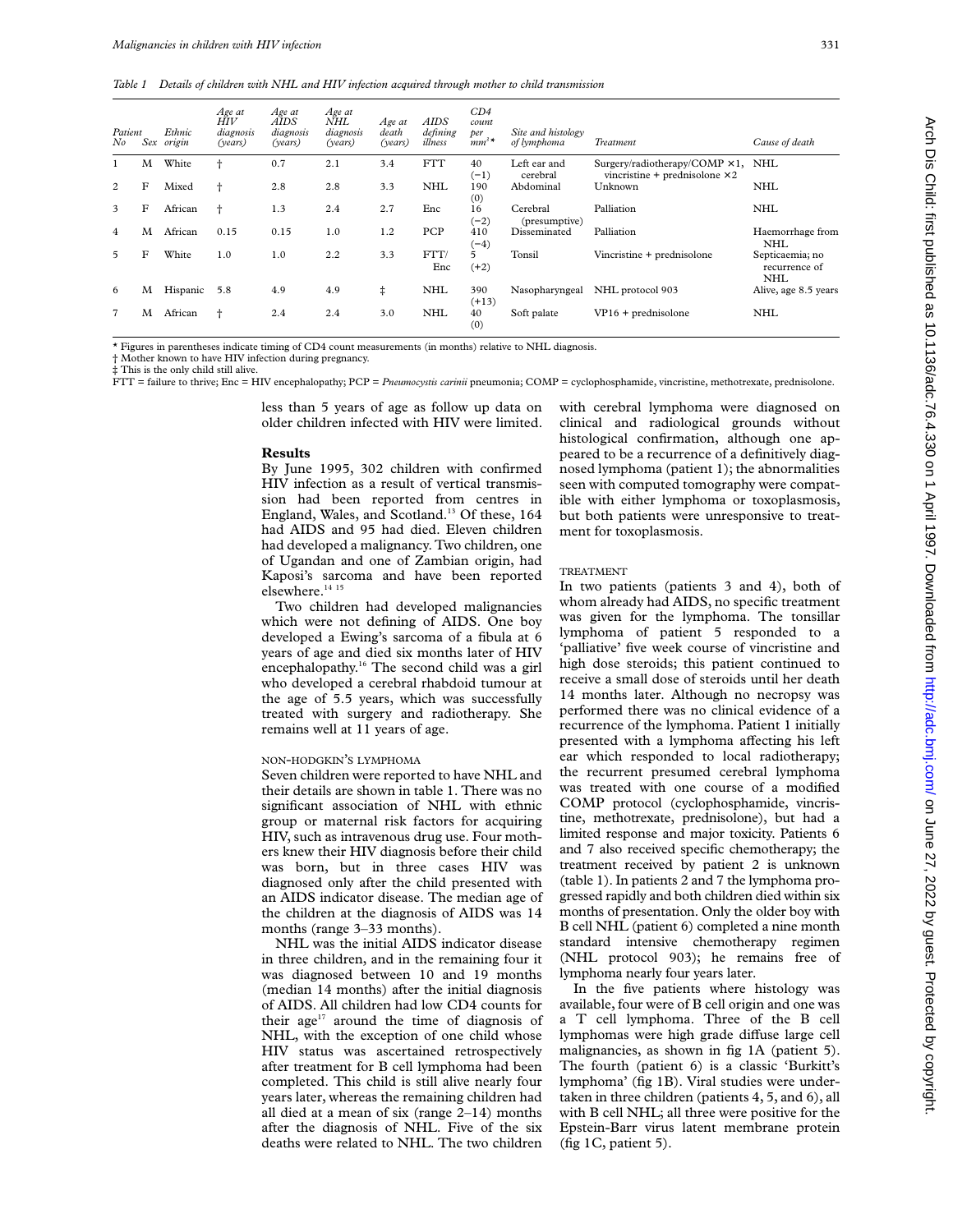*Table 1 Details of children with NHL and HIV infection acquired through mother to child transmission*

| Patient No | Sex | Ethnic origin | Age at HIV diagnosis (years) | Age at AIDS diagnosis (years) | Age at NHL diagnosis (years) | Age at death (years) | AIDS defining illness | CD4 count per $mm^3$* | Site and histology of lymphoma | Treatment | Cause of death |
|---|---|---|---|---|---|---|---|---|---|---|---|
| 1 | M | White | † | 0.7 | 2.1 | 3.4 | FTT | 40 (−1) | Left ear and cerebral | Surgery/radiotherapy/COMP ×1, vincristine + prednisolone ×2 | NHL |
| 2 | F | Mixed | † | 2.8 | 2.8 | 3.3 | NHL | 190 (0) | Abdominal | Unknown | NHL |
| 3 | F | African | † | 1.3 | 2.4 | 2.7 | Enc | 16 (−2) | Cerebral (presumptive) | Palliation | NHL |
| 4 | M | African | 0.15 | 0.15 | 1.0 | 1.2 | PCP | 410 (−4) | Disseminated | Palliation | Haemorrhage from NHL |
| 5 | F | White | 1.0 | 1.0 | 2.2 | 3.3 | FTT/ Enc | 5 (+2) | Tonsil | Vincristine + prednisolone | Septicaemia; no recurrence of NHL |
| 6 | M | Hispanic | 5.8 | 4.9 | 4.9 | ‡ | NHL | 390 (+13) | Nasopharyngeal | NHL protocol 903 | Alive, age 8.5 years |
| 7 | M | African | † | 2.4 | 2.4 | 3.0 | NHL | 40 (0) | Soft palate | VP16 + prednisolone | NHL |

\* Figures in parentheses indicate timing of CD4 count measurements (in months) relative to NHL diagnosis.
† Mother known to have HIV infection during pregnancy.
‡ This is the only child still alive.
FTT = failure to thrive; Enc = HIV encephalopathy; PCP = *Pneumocystis carinii* pneumonia; COMP = cyclophosphamide, vincristine, methotrexate, prednisolone.

less than 5 years of age as follow up data on older children infected with HIV were limited.

## Results

By June 1995, 302 children with confirmed HIV infection as a result of vertical transmission had been reported from centres in England, Wales, and Scotland.[13] Of these, 164 had AIDS and 95 had died. Eleven children had developed a malignancy. Two children, one of Ugandan and one of Zambian origin, had Kaposi's sarcoma and have been reported elsewhere.[14 15]

Two children had developed malignancies which were not defining of AIDS. One boy developed a Ewing's sarcoma of a fibula at 6 years of age and died six months later of HIV encephalopathy.[16] The second child was a girl who developed a cerebral rhabdoid tumour at the age of 5.5 years, which was successfully treated with surgery and radiotherapy. She remains well at 11 years of age.

### NON-HODGKIN'S LYMPHOMA

Seven children were reported to have NHL and their details are shown in table 1. There was no significant association of NHL with ethnic group or maternal risk factors for acquiring HIV, such as intravenous drug use. Four mothers knew their HIV diagnosis before their child was born, but in three cases HIV was diagnosed only after the child presented with an AIDS indicator disease. The median age of the children at the diagnosis of AIDS was 14 months (range 3–33 months).

NHL was the initial AIDS indicator disease in three children, and in the remaining four it was diagnosed between 10 and 19 months (median 14 months) after the initial diagnosis of AIDS. All children had low CD4 counts for their age[17] around the time of diagnosis of NHL, with the exception of one child whose HIV status was ascertained retrospectively after treatment for B cell lymphoma had been completed. This child is still alive nearly four years later, whereas the remaining children had all died at a mean of six (range 2–14) months after the diagnosis of NHL. Five of the six deaths were related to NHL. The two children with cerebral lymphoma were diagnosed on clinical and radiological grounds without histological confirmation, although one appeared to be a recurrence of a definitively diagnosed lymphoma (patient 1); the abnormalities seen with computed tomography were compatible with either lymphoma or toxoplasmosis, but both patients were unresponsive to treatment for toxoplasmosis.

### TREATMENT

In two patients (patients 3 and 4), both of whom already had AIDS, no specific treatment was given for the lymphoma. The tonsillar lymphoma of patient 5 responded to a 'palliative' five week course of vincristine and high dose steroids; this patient continued to receive a small dose of steroids until her death 14 months later. Although no necropsy was performed there was no clinical evidence of a recurrence of the lymphoma. Patient 1 initially presented with a lymphoma affecting his left ear which responded to local radiotherapy; the recurrent presumed cerebral lymphoma was treated with one course of a modified COMP protocol (cyclophosphamide, vincristine, methotrexate, prednisolone), but had a limited response and major toxicity. Patients 6 and 7 also received specific chemotherapy; the treatment received by patient 2 is unknown (table 1). In patients 2 and 7 the lymphoma progressed rapidly and both children died within six months of presentation. Only the older boy with B cell NHL (patient 6) completed a nine month standard intensive chemotherapy regimen (NHL protocol 903); he remains free of lymphoma nearly four years later.

In the five patients where histology was available, four were of B cell origin and one was a T cell lymphoma. Three of the B cell lymphomas were high grade diffuse large cell malignancies, as shown in fig 1A (patient 5). The fourth (patient 6) is a classic 'Burkitt's lymphoma' (fig 1B). Viral studies were undertaken in three children (patients 4, 5, and 6), all with B cell NHL; all three were positive for the Epstein-Barr virus latent membrane protein (fig 1C, patient 5).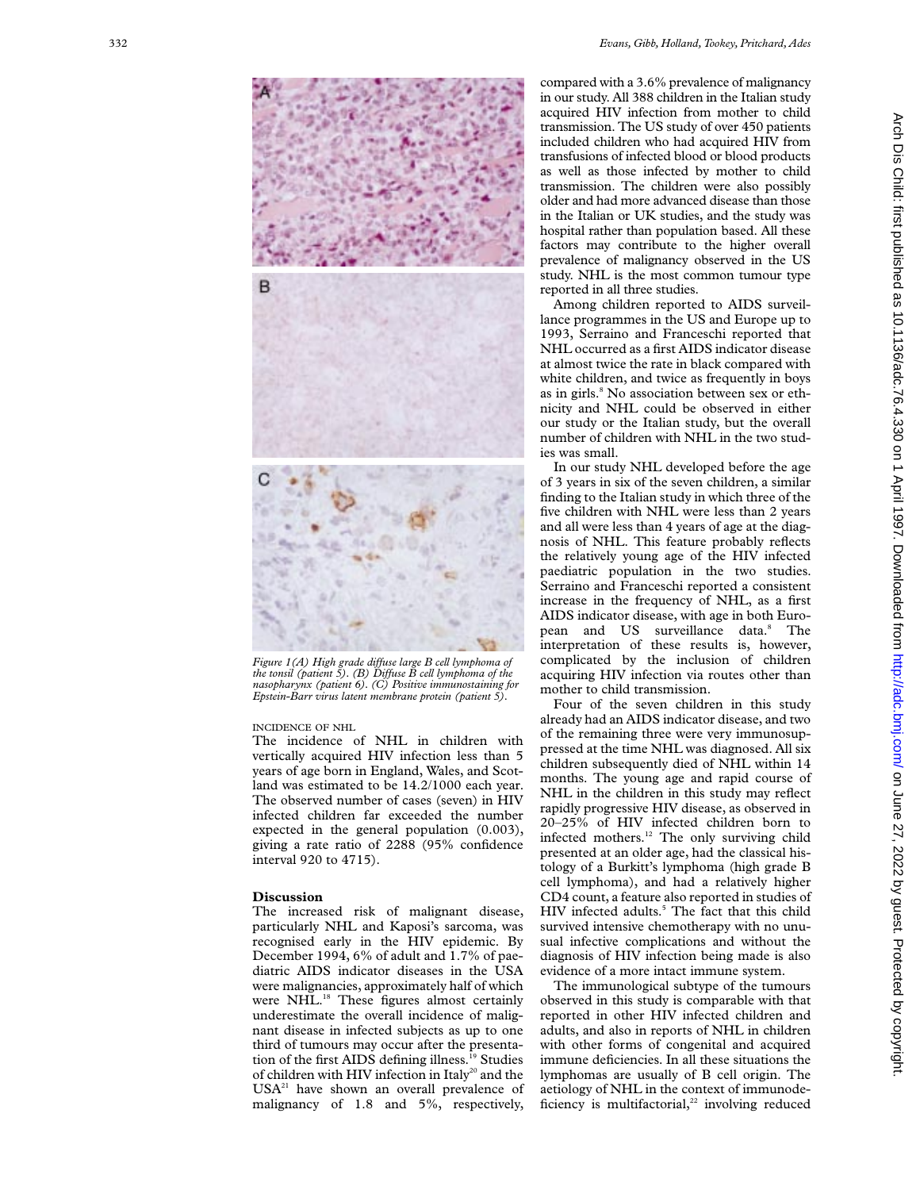Figure 1(A) High grade diffuse large B cell lymphoma of the tonsil (patient 5). (B) Diffuse B cell lymphoma of the nasopharynx (patient 6). (C) Positive immunostaining for Epstein-Barr virus latent membrane protein (patient 5).

INCIDENCE OF NHL

The incidence of NHL in children with vertically acquired HIV infection less than 5 years of age born in England, Wales, and Scotland was estimated to be 14.2/1000 each year. The observed number of cases (seven) in HIV infected children far exceeded the number expected in the general population (0.003), giving a rate ratio of 2288 (95% confidence interval 920 to 4715).

## Discussion

The increased risk of malignant disease, particularly NHL and Kaposi's sarcoma, was recognised early in the HIV epidemic. By December 1994, 6% of adult and 1.7% of paediatric AIDS indicator diseases in the USA were malignancies, approximately half of which were NHL.[18] These figures almost certainly underestimate the overall incidence of malignant disease in infected subjects as up to one third of tumours may occur after the presentation of the first AIDS defining illness.[19] Studies of children with HIV infection in Italy[20] and the USA[21] have shown an overall prevalence of malignancy of 1.8 and 5%, respectively, compared with a 3.6% prevalence of malignancy in our study. All 388 children in the Italian study acquired HIV infection from mother to child transmission. The US study of over 450 patients included children who had acquired HIV from transfusions of infected blood or blood products as well as those infected by mother to child transmission. The children were also possibly older and had more advanced disease than those in the Italian or UK studies, and the study was hospital rather than population based. All these factors may contribute to the higher overall prevalence of malignancy observed in the US study. NHL is the most common tumour type reported in all three studies.

Among children reported to AIDS surveillance programmes in the US and Europe up to 1993, Serraino and Franceschi reported that NHL occurred as a first AIDS indicator disease at almost twice the rate in black compared with white children, and twice as frequently in boys as in girls.[8] No association between sex or ethnicity and NHL could be observed in either our study or the Italian study, but the overall number of children with NHL in the two studies was small.

In our study NHL developed before the age of 3 years in six of the seven children, a similar finding to the Italian study in which three of the five children with NHL were less than 2 years and all were less than 4 years of age at the diagnosis of NHL. This feature probably reflects the relatively young age of the HIV infected paediatric population in the two studies. Serraino and Franceschi reported a consistent increase in the frequency of NHL, as a first AIDS indicator disease, with age in both European and US surveillance data.[8] The interpretation of these results is, however, complicated by the inclusion of children acquiring HIV infection via routes other than mother to child transmission.

Four of the seven children in this study already had an AIDS indicator disease, and two of the remaining three were very immunosuppressed at the time NHL was diagnosed. All six children subsequently died of NHL within 14 months. The young age and rapid course of NHL in the children in this study may reflect rapidly progressive HIV disease, as observed in 20–25% of HIV infected children born to infected mothers.[12] The only surviving child presented at an older age, had the classical histology of a Burkitt's lymphoma (high grade B cell lymphoma), and had a relatively higher CD4 count, a feature also reported in studies of HIV infected adults.[5] The fact that this child survived intensive chemotherapy with no unusual infective complications and without the diagnosis of HIV infection being made is also evidence of a more intact immune system.

The immunological subtype of the tumours observed in this study is comparable with that reported in other HIV infected children and adults, and also in reports of NHL in children with other forms of congenital and acquired immune deficiencies. In all these situations the lymphomas are usually of B cell origin. The aetiology of NHL in the context of immunodeficiency is multifactorial,[22] involving reduced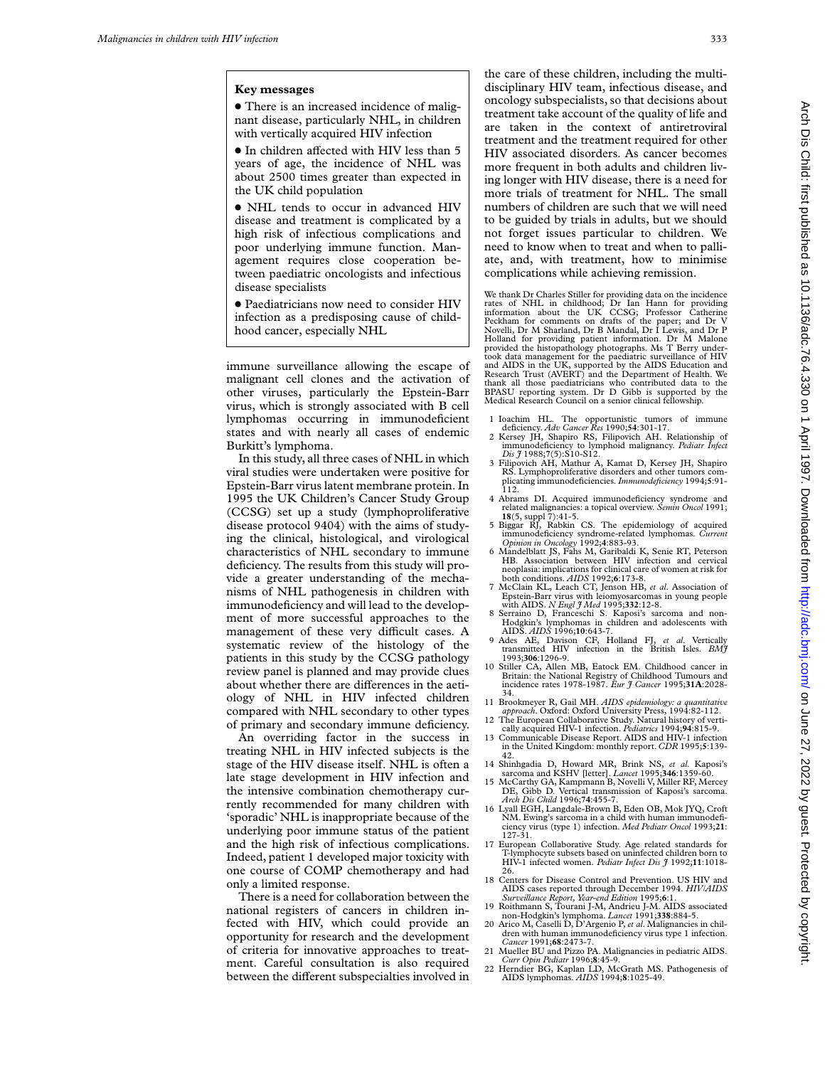**Key messages**

- There is an increased incidence of malignant disease, particularly NHL, in children with vertically acquired HIV infection
- In children affected with HIV less than 5 years of age, the incidence of NHL was about 2500 times greater than expected in the UK child population
- NHL tends to occur in advanced HIV disease and treatment is complicated by a high risk of infectious complications and poor underlying immune function. Management requires close cooperation between paediatric oncologists and infectious disease specialists
- Paediatricians now need to consider HIV infection as a predisposing cause of childhood cancer, especially NHL

immune surveillance allowing the escape of malignant cell clones and the activation of other viruses, particularly the Epstein-Barr virus, which is strongly associated with B cell lymphomas occurring in immunodeficient states and with nearly all cases of endemic Burkitt's lymphoma.

In this study, all three cases of NHL in which viral studies were undertaken were positive for Epstein-Barr virus latent membrane protein. In 1995 the UK Children's Cancer Study Group (CCSG) set up a study (lymphoproliferative disease protocol 9404) with the aims of studying the clinical, histological, and virological characteristics of NHL secondary to immune deficiency. The results from this study will provide a greater understanding of the mechanisms of NHL pathogenesis in children with immunodeficiency and will lead to the development of more successful approaches to the management of these very difficult cases. A systematic review of the histology of the patients in this study by the CCSG pathology review panel is planned and may provide clues about whether there are differences in the aetiology of NHL in HIV infected children compared with NHL secondary to other types of primary and secondary immune deficiency.

An overriding factor in the success in treating NHL in HIV infected subjects is the stage of the HIV disease itself. NHL is often a late stage development in HIV infection and the intensive combination chemotherapy currently recommended for many children with 'sporadic' NHL is inappropriate because of the underlying poor immune status of the patient and the high risk of infectious complications. Indeed, patient 1 developed major toxicity with one course of COMP chemotherapy and had only a limited response.

There is a need for collaboration between the national registers of cancers in children infected with HIV, which could provide an opportunity for research and the development of criteria for innovative approaches to treatment. Careful consultation is also required between the different subspecialties involved in the care of these children, including the multidisciplinary HIV team, infectious disease, and oncology subspecialists, so that decisions about treatment take account of the quality of life and are taken in the context of antiretroviral treatment and the treatment required for other HIV associated disorders. As cancer becomes more frequent in both adults and children living longer with HIV disease, there is a need for more trials of treatment for NHL. The small numbers of children are such that we will need to be guided by trials in adults, but we should not forget issues particular to children. We need to know when to treat and when to palliate, and, with treatment, how to minimise complications while achieving remission.

We thank Dr Charles Stiller for providing data on the incidence rates of NHL in childhood; Dr Ian Hann for providing information about the UK CCSG; Professor Catherine Peckham for comments on drafts of the paper; and Dr V Novelli, Dr M Sharland, Dr B Mandal, Dr I Lewis, and Dr P Holland for providing patient information. Dr M Malone provided the histopathology photographs. Ms T Berry undertook data management for the paediatric surveillance of HIV and AIDS in the UK, supported by the AIDS Education and Research Trust (AVERT) and the Department of Health. We thank all those paediatricians who contributed data to the BPASU reporting system. Dr D Gibb is supported by the Medical Research Council on a senior clinical fellowship.

1. Ioachim HL. The opportunistic tumors of immune deficiency. *Adv Cancer Res* 1990;**54**:301-17.
2. Kersey JH, Shapiro RS, Filipovich AH. Relationship of immunodeficiency to lymphoid malignancy. *Pediatr Infect Dis J* 1988;**7**(5):S10-S12.
3. Filipovich AH, Mathur A, Kamat D, Kersey JH, Shapiro RS. Lymphoproliferative disorders and other tumors complicating immunodeficiencies. *Immunodeficiency* 1994;**5**:91-112.
4. Abrams DI. Acquired immunodeficiency syndrome and related malignancies: a topical overview. *Semin Oncol* 1991; **18**(5, suppl 7):41-5.
5. Biggar RJ, Rabkin CS. The epidemiology of acquired immunodeficiency syndrome-related lymphomas. *Current Opinion in Oncology* 1992;**4**:883-93.
6. Mandelblatt JS, Fahs M, Garibaldi K, Senie RT, Peterson HB. Association between HIV infection and cervical neoplasia: implications for clinical care of women at risk for both conditions. *AIDS* 1992;**6**:173-8.
7. McClain KL, Leach CT, Jenson HB, *et al*. Association of Epstein-Barr virus with leiomyosarcomas in young people with AIDS. *N Engl J Med* 1995;**332**:12-8.
8. Serraino D, Franceschi S. Kaposi's sarcoma and non-Hodgkin's lymphomas in children and adolescents with AIDS. *AIDS* 1996;**10**:643-7.
9. Ades AE, Davison CF, Holland FJ, *et al*. Vertically transmitted HIV infection in the British Isles. *BMJ* 1993;**306**:1296-9.
10. Stiller CA, Allen MB, Eatock EM. Childhood cancer in Britain: the National Registry of Childhood Tumours and incidence rates 1978-1987. *Eur J Cancer* 1995;**31A**:2028-34.
11. Brookmeyer R, Gail MH. *AIDS epidemiology: a quantitative approach*. Oxford: Oxford University Press, 1994:82-112.
12. The European Collaborative Study. Natural history of vertically acquired HIV-1 infection. *Pediatrics* 1994;**94**:815-9.
13. Communicable Disease Report. AIDS and HIV-1 infection in the United Kingdom: monthly report. *CDR* 1995;**5**:139-42.
14. Shinhgadia D, Howard MR, Brink NS, *et al*. Kaposi's sarcoma and KSHV [letter]. *Lancet* 1995;**346**:1359-60.
15. McCarthy GA, Kampmann B, Novelli V, Miller RF, Mercey DE, Gibb D. Vertical transmission of Kaposi's sarcoma. *Arch Dis Child* 1996;**74**:455-7.
16. Lyall EGH, Langdale-Brown B, Eden OB, Mok JYQ, Croft NM. Ewing's sarcoma in a child with human immunodeficiency virus (type 1) infection. *Med Pediatr Oncol* 1993;**21**: 127-31.
17. European Collaborative Study. Age related standards for T-lymphocyte subsets based on uninfected children born to HIV-1 infected women. *Pediatr Infect Dis J* 1992;**11**:1018-26.
18. Centers for Disease Control and Prevention. US HIV and AIDS cases reported through December 1994. *HIV/AIDS Surveillance Report, Year-end Edition* 1995;**6**:1.
19. Roithmann S, Tourani J-M, Andrieu J-M. AIDS associated non-Hodgkin's lymphoma. *Lancet* 1991;**338**:884-5.
20. Arico M, Caselli D, D'Argenio P, *et al*. Malignancies in children with human immunodeficiency virus type 1 infection. *Cancer* 1991;**68**:2473-7.
21. Mueller BU and Pizzo PA. Malignancies in pediatric AIDS. *Curr Opin Pediatr* 1996;**8**:45-9.
22. Herndier BG, Kaplan LD, McGrath MS. Pathogenesis of AIDS lymphomas. *AIDS* 1994;**8**:1025-49.